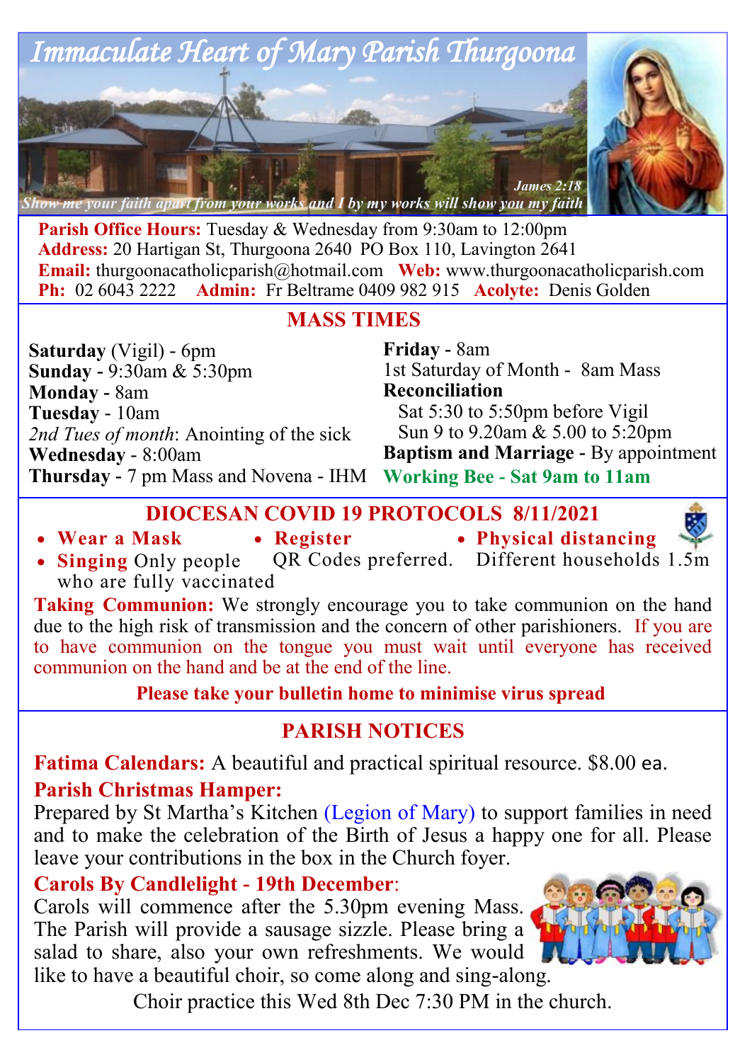# Immaculate Heart of Mary Parish Thurgoona

*Show me your faith apart from your works and I by my works will show you my faith* — James 2:18

**Parish Office Hours:** Tuesday & Wednesday from 9:30am to 12:00pm
**Address:** 20 Hartigan St, Thurgoona 2640 PO Box 110, Lavington 2641
**Email:** thurgoonacatholicparish@hotmail.com **Web:** www.thurgoonacatholicparish.com
**Ph:** 02 6043 2222 **Admin:** Fr Beltrame 0409 982 915 **Acolyte:** Denis Golden

## MASS TIMES

**Saturday** (Vigil) - 6pm
**Sunday** - 9:30am & 5:30pm
**Monday** - 8am
**Tuesday** - 10am
*2nd Tues of month*: Anointing of the sick
**Wednesday** - 8:00am
**Thursday** - 7 pm Mass and Novena - IHM
**Friday** - 8am
1st Saturday of Month - 8am Mass
**Reconciliation**
Sat 5:30 to 5:50pm before Vigil
Sun 9 to 9.20am & 5.00 to 5:20pm
**Baptism and Marriage** - By appointment
**Working Bee - Sat 9am to 11am**

## DIOCESAN COVID 19 PROTOCOLS 8/11/2021

- **Wear a Mask**
- **Register** QR Codes preferred.
- **Physical distancing** Different households 1.5m
- **Singing** Only people who are fully vaccinated

**Taking Communion:** We strongly encourage you to take communion on the hand due to the high risk of transmission and the concern of other parishioners. If you are to have communion on the tongue you must wait until everyone has received communion on the hand and be at the end of the line.

**Please take your bulletin home to minimise virus spread**

## PARISH NOTICES

**Fatima Calendars:** A beautiful and practical spiritual resource. $8.00 ea.

**Parish Christmas Hamper:**
Prepared by St Martha's Kitchen (Legion of Mary) to support families in need and to make the celebration of the Birth of Jesus a happy one for all. Please leave your contributions in the box in the Church foyer.

**Carols By Candlelight - 19th December**:
Carols will commence after the 5.30pm evening Mass. The Parish will provide a sausage sizzle. Please bring a salad to share, also your own refreshments. We would like to have a beautiful choir, so come along and sing-along.

Choir practice this Wed 8th Dec 7:30 PM in the church.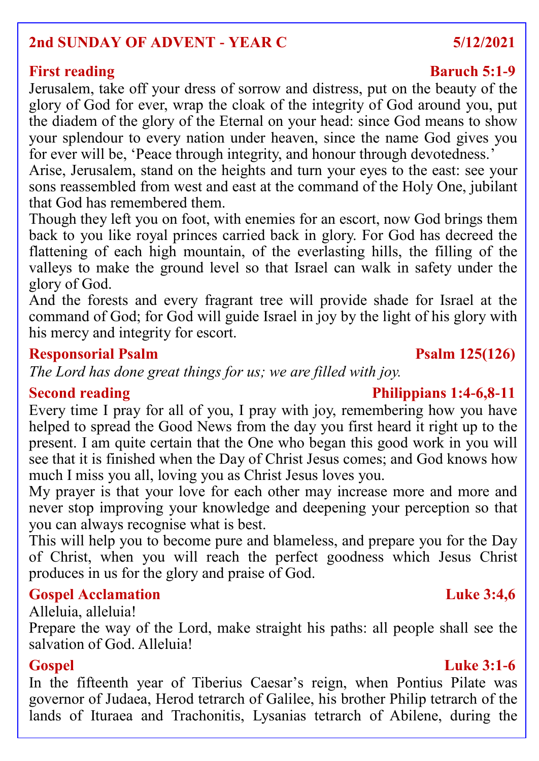## 2nd SUNDAY OF ADVENT - YEAR C 5/12/2021

### First reading Baruch 5:1-9

Jerusalem, take off your dress of sorrow and distress, put on the beauty of the glory of God for ever, wrap the cloak of the integrity of God around you, put the diadem of the glory of the Eternal on your head: since God means to show your splendour to every nation under heaven, since the name God gives you for ever will be, 'Peace through integrity, and honour through devotedness.'

Arise, Jerusalem, stand on the heights and turn your eyes to the east: see your sons reassembled from west and east at the command of the Holy One, jubilant that God has remembered them.

Though they left you on foot, with enemies for an escort, now God brings them back to you like royal princes carried back in glory. For God has decreed the flattening of each high mountain, of the everlasting hills, the filling of the valleys to make the ground level so that Israel can walk in safety under the glory of God.

And the forests and every fragrant tree will provide shade for Israel at the command of God; for God will guide Israel in joy by the light of his glory with his mercy and integrity for escort.

### Responsorial Psalm Psalm 125(126)

*The Lord has done great things for us; we are filled with joy.*

### Second reading Philippians 1:4-6,8-11

Every time I pray for all of you, I pray with joy, remembering how you have helped to spread the Good News from the day you first heard it right up to the present. I am quite certain that the One who began this good work in you will see that it is finished when the Day of Christ Jesus comes; and God knows how much I miss you all, loving you as Christ Jesus loves you.

My prayer is that your love for each other may increase more and more and never stop improving your knowledge and deepening your perception so that you can always recognise what is best.

This will help you to become pure and blameless, and prepare you for the Day of Christ, when you will reach the perfect goodness which Jesus Christ produces in us for the glory and praise of God.

### Gospel Acclamation Luke 3:4,6

Alleluia, alleluia!

Prepare the way of the Lord, make straight his paths: all people shall see the salvation of God. Alleluia!

### Gospel Luke 3:1-6

In the fifteenth year of Tiberius Caesar's reign, when Pontius Pilate was governor of Judaea, Herod tetrarch of Galilee, his brother Philip tetrarch of the lands of Ituraea and Trachonitis, Lysanias tetrarch of Abilene, during the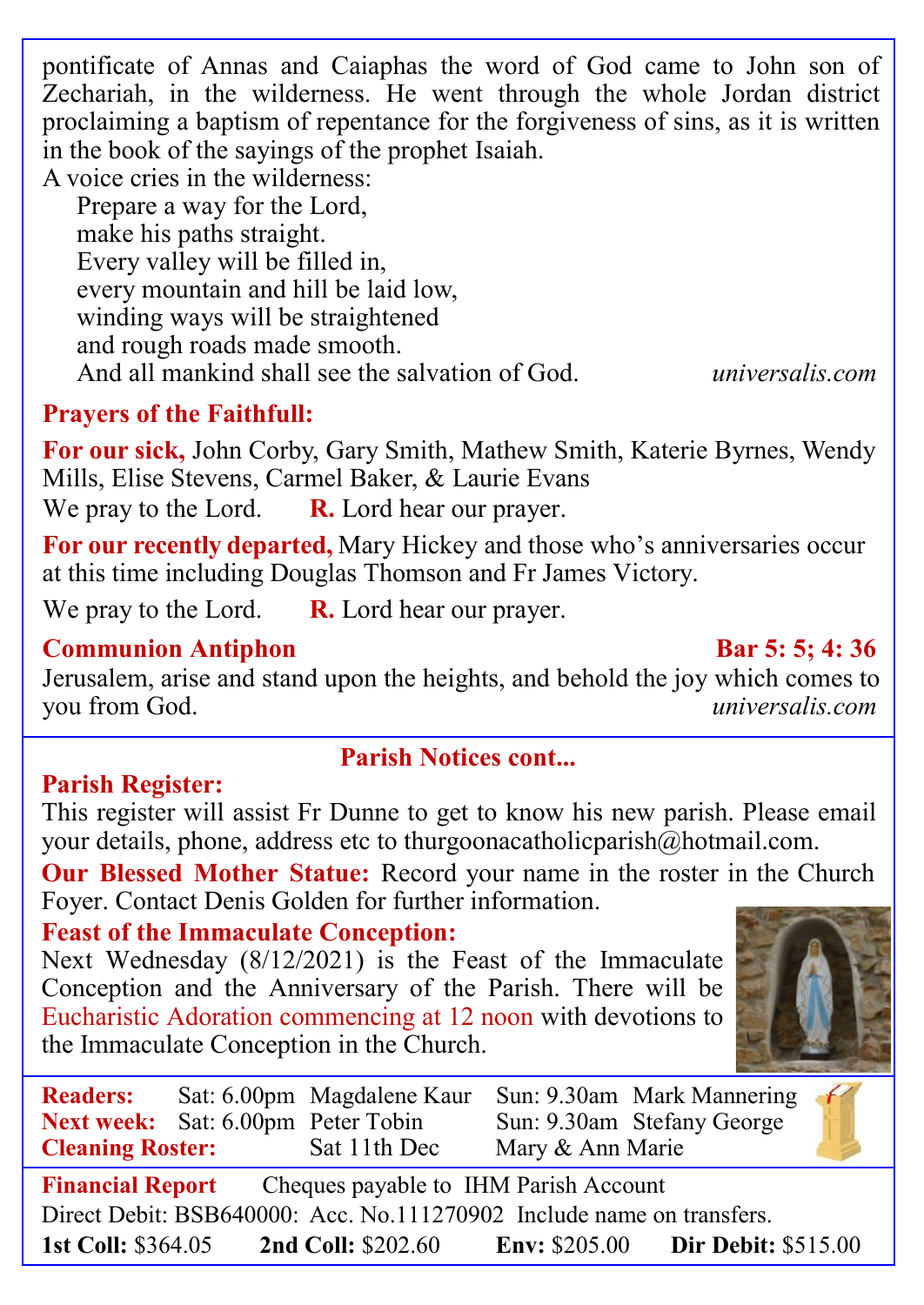pontificate of Annas and Caiaphas the word of God came to John son of Zechariah, in the wilderness. He went through the whole Jordan district proclaiming a baptism of repentance for the forgiveness of sins, as it is written in the book of the sayings of the prophet Isaiah.

A voice cries in the wilderness:

Prepare a way for the Lord,
make his paths straight.
Every valley will be filled in,
every mountain and hill be laid low,
winding ways will be straightened
and rough roads made smooth.
And all mankind shall see the salvation of God.

*universalis.com*

**Prayers of the Faithfull:**

**For our sick,** John Corby, Gary Smith, Mathew Smith, Katerie Byrnes, Wendy Mills, Elise Stevens, Carmel Baker, & Laurie Evans

We pray to the Lord. **R.** Lord hear our prayer.

**For our recently departed,** Mary Hickey and those who's anniversaries occur at this time including Douglas Thomson and Fr James Victory.

We pray to the Lord. **R.** Lord hear our prayer.

**Communion Antiphon** **Bar 5: 5; 4: 36**

Jerusalem, arise and stand upon the heights, and behold the joy which comes to you from God. *universalis.com*

## Parish Notices cont...

**Parish Register:**
This register will assist Fr Dunne to get to know his new parish. Please email your details, phone, address etc to thurgoonacatholicparish@hotmail.com.

**Our Blessed Mother Statue:** Record your name in the roster in the Church Foyer. Contact Denis Golden for further information.

**Feast of the Immaculate Conception:**
Next Wednesday (8/12/2021) is the Feast of the Immaculate Conception and the Anniversary of the Parish. There will be Eucharistic Adoration commencing at 12 noon with devotions to the Immaculate Conception in the Church.

| | | | | |
|---|---|---|---|---|
| **Readers:** | Sat: 6.00pm | Magdalene Kaur | Sun: 9.30am | Mark Mannering |
| **Next week:** | Sat: 6.00pm | Peter Tobin | Sun: 9.30am | Stefany George |
| **Cleaning Roster:** | | Sat 11th Dec | Mary & Ann Marie | |

**Financial Report** Cheques payable to IHM Parish Account
Direct Debit: BSB640000: Acc. No.111270902 Include name on transfers.
**1st Coll:** $364.05 **2nd Coll:** $202.60 **Env:** $205.00 **Dir Debit:** $515.00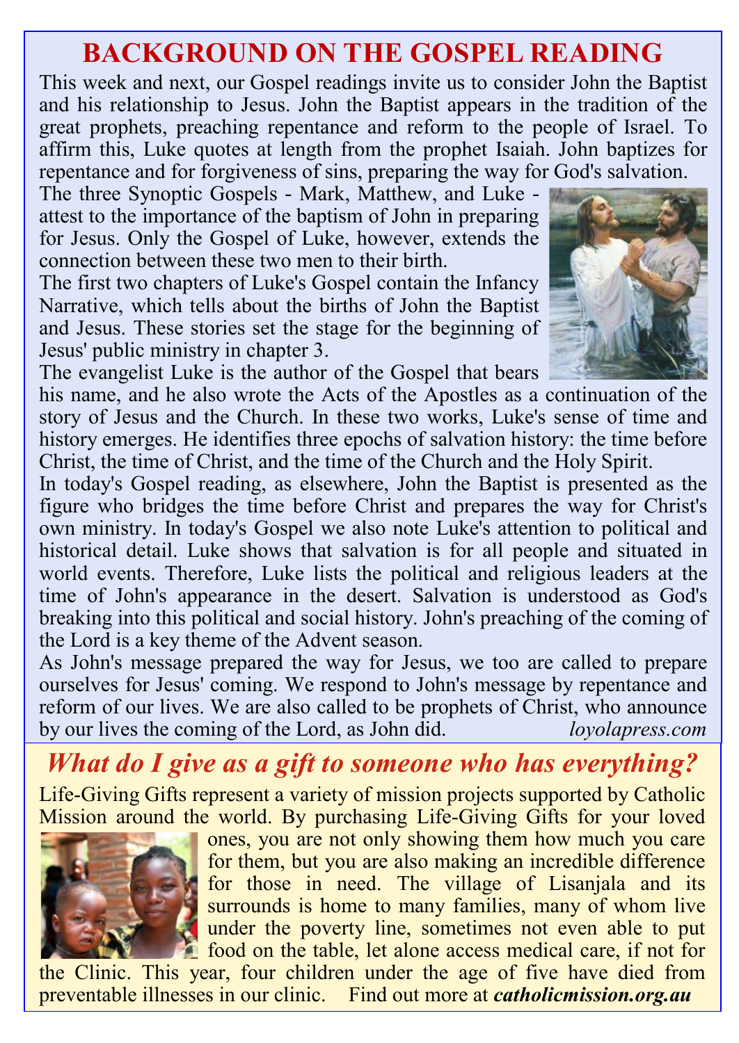# BACKGROUND ON THE GOSPEL READING

This week and next, our Gospel readings invite us to consider John the Baptist and his relationship to Jesus. John the Baptist appears in the tradition of the great prophets, preaching repentance and reform to the people of Israel. To affirm this, Luke quotes at length from the prophet Isaiah. John baptizes for repentance and for forgiveness of sins, preparing the way for God's salvation.

The three Synoptic Gospels - Mark, Matthew, and Luke - attest to the importance of the baptism of John in preparing for Jesus. Only the Gospel of Luke, however, extends the connection between these two men to their birth.

The first two chapters of Luke's Gospel contain the Infancy Narrative, which tells about the births of John the Baptist and Jesus. These stories set the stage for the beginning of Jesus' public ministry in chapter 3.

The evangelist Luke is the author of the Gospel that bears his name, and he also wrote the Acts of the Apostles as a continuation of the story of Jesus and the Church. In these two works, Luke's sense of time and history emerges. He identifies three epochs of salvation history: the time before Christ, the time of Christ, and the time of the Church and the Holy Spirit.

In today's Gospel reading, as elsewhere, John the Baptist is presented as the figure who bridges the time before Christ and prepares the way for Christ's own ministry. In today's Gospel we also note Luke's attention to political and historical detail. Luke shows that salvation is for all people and situated in world events. Therefore, Luke lists the political and religious leaders at the time of John's appearance in the desert. Salvation is understood as God's breaking into this political and social history. John's preaching of the coming of the Lord is a key theme of the Advent season.

As John's message prepared the way for Jesus, we too are called to prepare ourselves for Jesus' coming. We respond to John's message by repentance and reform of our lives. We are also called to be prophets of Christ, who announce by our lives the coming of the Lord, as John did.

*loyolapress.com*

## *What do I give as a gift to someone who has everything?*

Life-Giving Gifts represent a variety of mission projects supported by Catholic Mission around the world. By purchasing Life-Giving Gifts for your loved ones, you are not only showing them how much you care for them, but you are also making an incredible difference for those in need. The village of Lisanjala and its surrounds is home to many families, many of whom live under the poverty line, sometimes not even able to put food on the table, let alone access medical care, if not for the Clinic. This year, four children under the age of five have died from preventable illnesses in our clinic. Find out more at ***catholicmission.org.au***